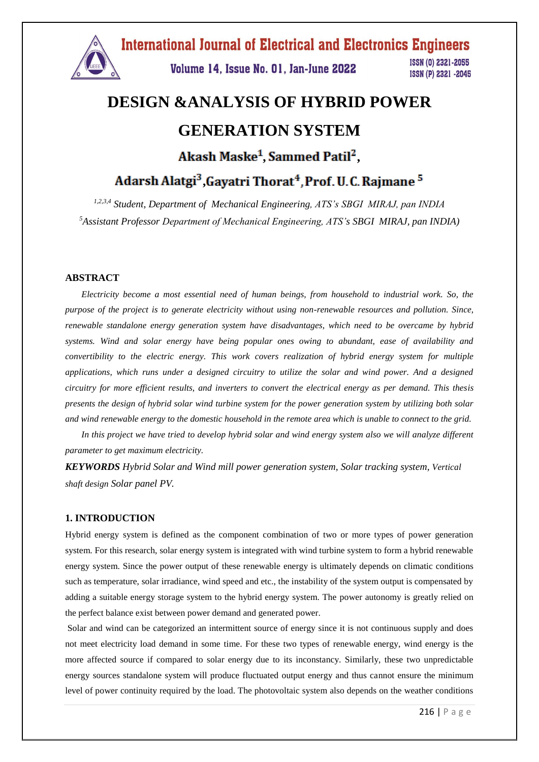# DESIGN &ANALYSIS OF HYBRID POWER GENERATION SYSTEM

**Akash Maske[1], Sammed Patil[2], Adarsh Alatgi[3], Gayatri Thorat[4], Prof. U. C. Rajmane [5]**

*[1,2,3,4] Student, Department of Mechanical Engineering, ATS's SBGI MIRAJ, pan INDIA*

*[5]Assistant Professor Department of Mechanical Engineering, ATS's SBGI MIRAJ, pan INDIA)*

## ABSTRACT

*Electricity become a most essential need of human beings, from household to industrial work. So, the purpose of the project is to generate electricity without using non-renewable resources and pollution. Since, renewable standalone energy generation system have disadvantages, which need to be overcame by hybrid systems. Wind and solar energy have being popular ones owing to abundant, ease of availability and convertibility to the electric energy. This work covers realization of hybrid energy system for multiple applications, which runs under a designed circuitry to utilize the solar and wind power. And a designed circuitry for more efficient results, and inverters to convert the electrical energy as per demand. This thesis presents the design of hybrid solar wind turbine system for the power generation system by utilizing both solar and wind renewable energy to the domestic household in the remote area which is unable to connect to the grid.*

*In this project we have tried to develop hybrid solar and wind energy system also we will analyze different parameter to get maximum electricity.*

***KEYWORDS*** *Hybrid Solar and Wind mill power generation system, Solar tracking system, Vertical shaft design Solar panel PV.*

## 1. INTRODUCTION

Hybrid energy system is defined as the component combination of two or more types of power generation system. For this research, solar energy system is integrated with wind turbine system to form a hybrid renewable energy system. Since the power output of these renewable energy is ultimately depends on climatic conditions such as temperature, solar irradiance, wind speed and etc., the instability of the system output is compensated by adding a suitable energy storage system to the hybrid energy system. The power autonomy is greatly relied on the perfect balance exist between power demand and generated power.

Solar and wind can be categorized an intermittent source of energy since it is not continuous supply and does not meet electricity load demand in some time. For these two types of renewable energy, wind energy is the more affected source if compared to solar energy due to its inconstancy. Similarly, these two unpredictable energy sources standalone system will produce fluctuated output energy and thus cannot ensure the minimum level of power continuity required by the load. The photovoltaic system also depends on the weather conditions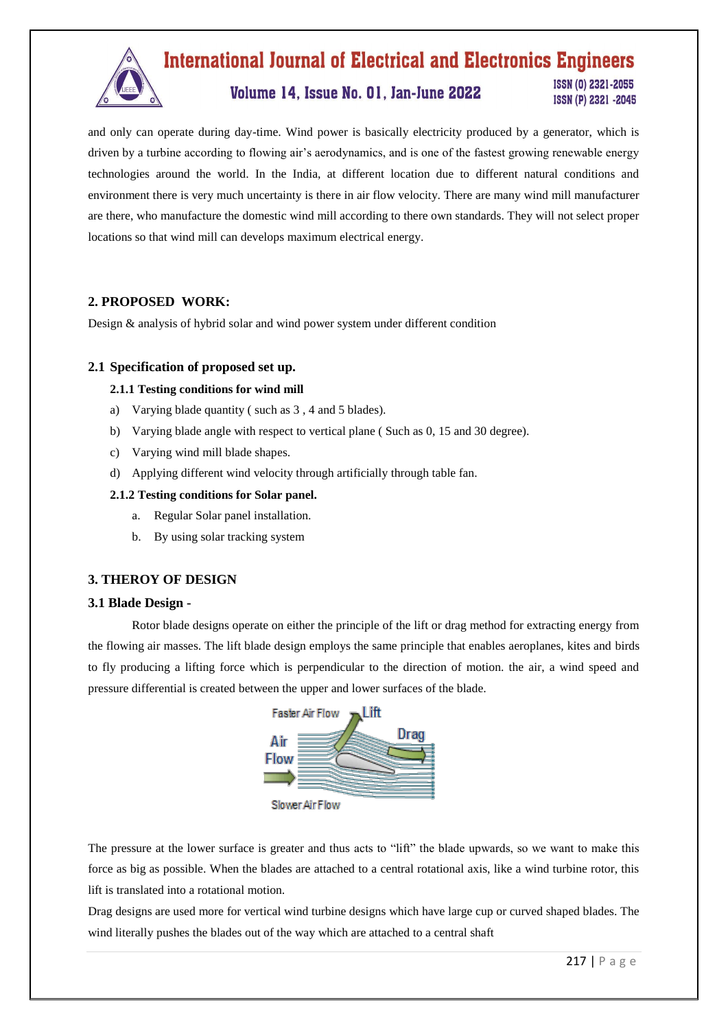and only can operate during day-time. Wind power is basically electricity produced by a generator, which is driven by a turbine according to flowing air's aerodynamics, and is one of the fastest growing renewable energy technologies around the world. In the India, at different location due to different natural conditions and environment there is very much uncertainty is there in air flow velocity. There are many wind mill manufacturer are there, who manufacture the domestic wind mill according to there own standards. They will not select proper locations so that wind mill can develops maximum electrical energy.

## 2. PROPOSED WORK:

Design & analysis of hybrid solar and wind power system under different condition

### 2.1 Specification of proposed set up.

#### 2.1.1 Testing conditions for wind mill

a) Varying blade quantity ( such as 3 , 4 and 5 blades).
b) Varying blade angle with respect to vertical plane ( Such as 0, 15 and 30 degree).
c) Varying wind mill blade shapes.
d) Applying different wind velocity through artificially through table fan.

#### 2.1.2 Testing conditions for Solar panel.

a. Regular Solar panel installation.
b. By using solar tracking system

## 3. THEROY OF DESIGN

### 3.1 Blade Design -

Rotor blade designs operate on either the principle of the lift or drag method for extracting energy from the flowing air masses. The lift blade design employs the same principle that enables aeroplanes, kites and birds to fly producing a lifting force which is perpendicular to the direction of motion. the air, a wind speed and pressure differential is created between the upper and lower surfaces of the blade.

The pressure at the lower surface is greater and thus acts to "lift" the blade upwards, so we want to make this force as big as possible. When the blades are attached to a central rotational axis, like a wind turbine rotor, this lift is translated into a rotational motion.

Drag designs are used more for vertical wind turbine designs which have large cup or curved shaped blades. The wind literally pushes the blades out of the way which are attached to a central shaft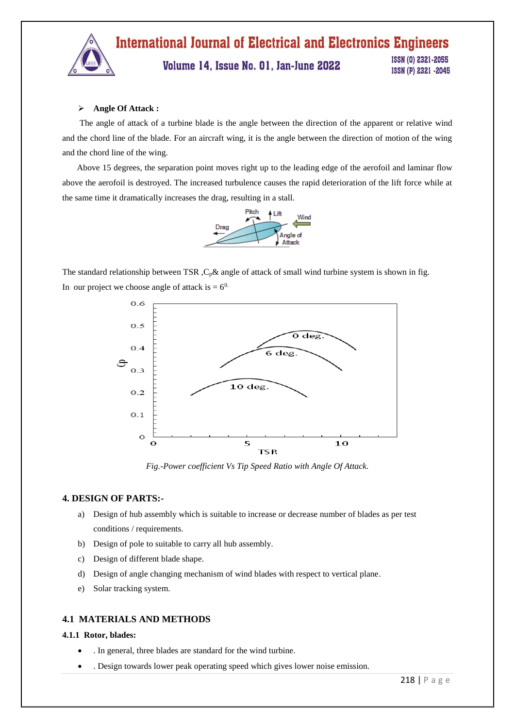- **Angle Of Attack :**

The angle of attack of a turbine blade is the angle between the direction of the apparent or relative wind and the chord line of the blade. For an aircraft wing, it is the angle between the direction of motion of the wing and the chord line of the wing.

Above 15 degrees, the separation point moves right up to the leading edge of the aerofoil and laminar flow above the aerofoil is destroyed. The increased turbulence causes the rapid deterioration of the lift force while at the same time it dramatically increases the drag, resulting in a stall.

The standard relationship between TSR ,$C_p$& angle of attack of small wind turbine system is shown in fig.

In our project we choose angle of attack is = $6^{0.}$

*Fig.-Power coefficient Vs Tip Speed Ratio with Angle Of Attack.*

## 4. DESIGN OF PARTS:-

a) Design of hub assembly which is suitable to increase or decrease number of blades as per test conditions / requirements.

b) Design of pole to suitable to carry all hub assembly.

c) Design of different blade shape.

d) Design of angle changing mechanism of wind blades with respect to vertical plane.

e) Solar tracking system.

## 4.1 MATERIALS AND METHODS

### 4.1.1 Rotor, blades:

- . In general, three blades are standard for the wind turbine.
- . Design towards lower peak operating speed which gives lower noise emission.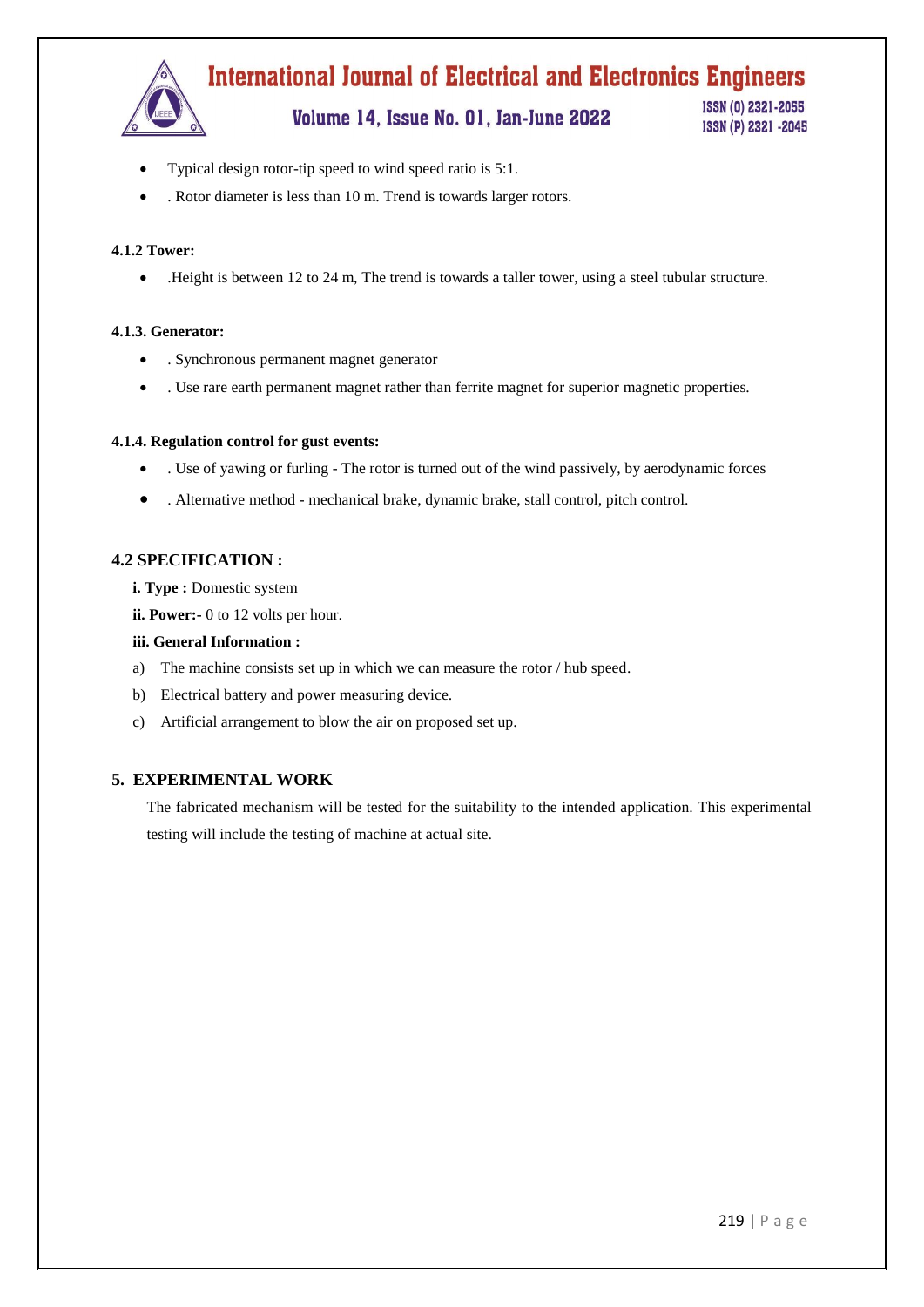- Typical design rotor-tip speed to wind speed ratio is 5:1.
- . Rotor diameter is less than 10 m. Trend is towards larger rotors.

#### 4.1.2 Tower:

- .Height is between 12 to 24 m, The trend is towards a taller tower, using a steel tubular structure.

#### 4.1.3. Generator:

- . Synchronous permanent magnet generator
- . Use rare earth permanent magnet rather than ferrite magnet for superior magnetic properties.

#### 4.1.4. Regulation control for gust events:

- . Use of yawing or furling - The rotor is turned out of the wind passively, by aerodynamic forces
- . Alternative method - mechanical brake, dynamic brake, stall control, pitch control.

### 4.2 SPECIFICATION :

**i. Type :** Domestic system

**ii. Power:-** 0 to 12 volts per hour.

**iii. General Information :**

a) The machine consists set up in which we can measure the rotor / hub speed.

b) Electrical battery and power measuring device.

c) Artificial arrangement to blow the air on proposed set up.

## 5. EXPERIMENTAL WORK

The fabricated mechanism will be tested for the suitability to the intended application. This experimental testing will include the testing of machine at actual site.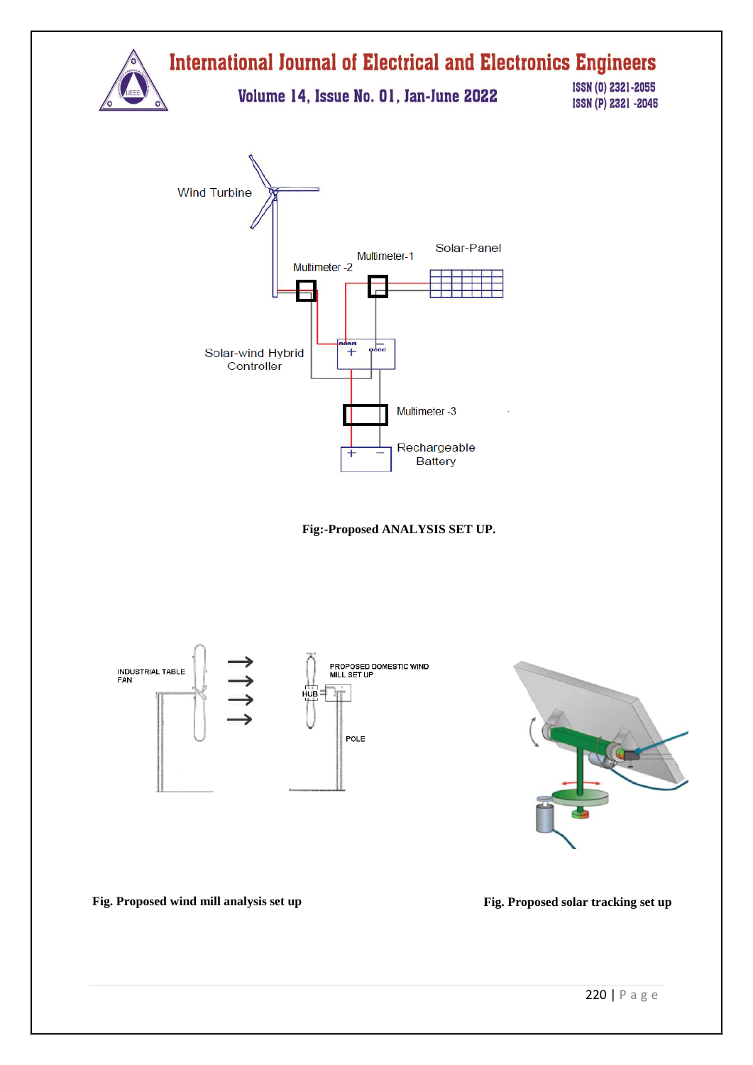**Fig:-Proposed ANALYSIS SET UP.**

**Fig. Proposed wind mill analysis set up**

**Fig. Proposed solar tracking set up**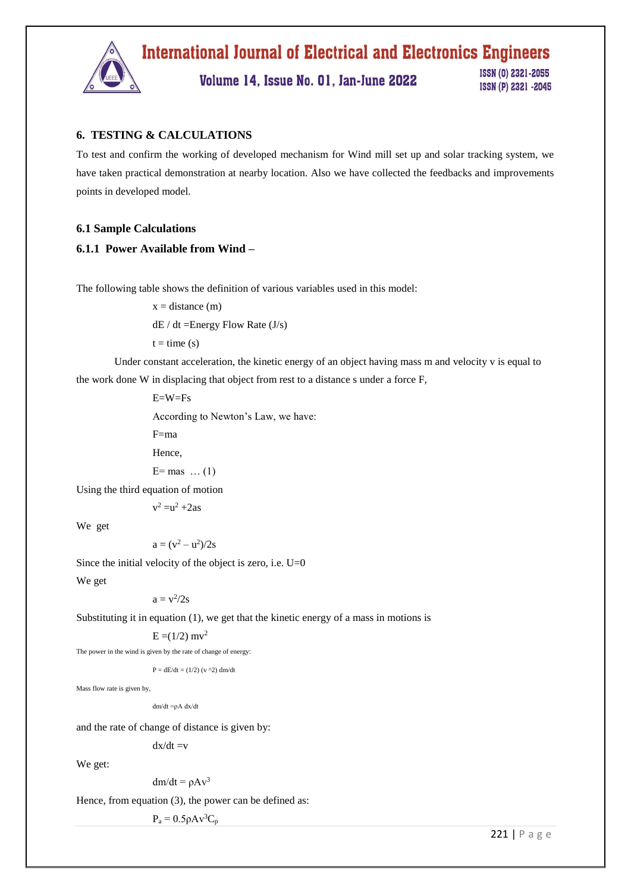## 6. TESTING & CALCULATIONS

To test and confirm the working of developed mechanism for Wind mill set up and solar tracking system, we have taken practical demonstration at nearby location. Also we have collected the feedbacks and improvements points in developed model.

### 6.1 Sample Calculations

### 6.1.1 Power Available from Wind –

The following table shows the definition of various variables used in this model:

$x$ = distance (m)

$dE / dt$ =Energy Flow Rate (J/s)

$t$ = time (s)

Under constant acceleration, the kinetic energy of an object having mass m and velocity v is equal to the work done W in displacing that object from rest to a distance s under a force F,

$$E=W=Fs$$

According to Newton's Law, we have:

$$F=ma$$

Hence,

$$E= mas \quad \ldots (1)$$

Using the third equation of motion

$$v^2 =u^2 +2as$$

We get

$$a = (v^2 – u^2)/2s$$

Since the initial velocity of the object is zero, i.e. U=0

We get

$$a = v^2/2s$$

Substituting it in equation (1), we get that the kinetic energy of a mass in motions is

$$E =(1/2)\ mv^2$$

The power in the wind is given by the rate of change of energy:

$$P = dE/dt = (1/2)\ (v^2)\ dm/dt$$

Mass flow rate is given by,

$$dm/dt =\rho A\ dx/dt$$

and the rate of change of distance is given by:

$$dx/dt =v$$

We get:

$$dm/dt = \rho Av^3$$

Hence, from equation (3), the power can be defined as:

$$P_a = 0.5\rho Av^3C_p$$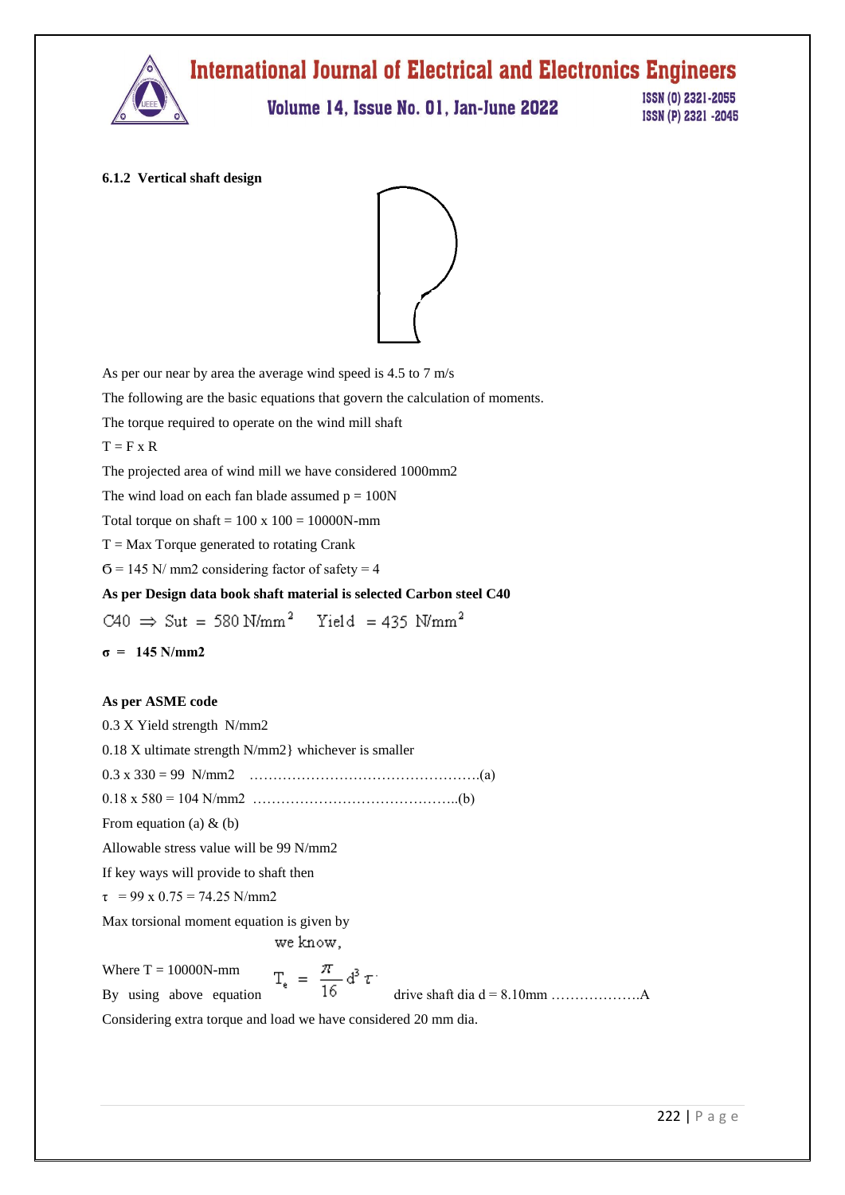#### 6.1.2 Vertical shaft design

As per our near by area the average wind speed is 4.5 to 7 m/s

The following are the basic equations that govern the calculation of moments.

The torque required to operate on the wind mill shaft

T = F x R

The projected area of wind mill we have considered 1000mm2

The wind load on each fan blade assumed p = 100N

Total torque on shaft = 100 x 100 = 10000N-mm

T = Max Torque generated to rotating Crank

Ϭ = 145 N/ mm2 considering factor of safety = 4

**As per Design data book shaft material is selected Carbon steel C40**

$C40 \Rightarrow Sut = 580\ N/mm^2 \quad Yield = 435\ N/mm^2$

**σ = 145 N/mm2**

**As per ASME code**

0.3 X Yield strength N/mm2

0.18 X ultimate strength N/mm2} whichever is smaller

0.3 x 330 = 99 N/mm2 ………………………………………….(a)

0.18 x 580 = 104 N/mm2 ……………………………………..(b)

From equation (a) & (b)

Allowable stress value will be 99 N/mm2

If key ways will provide to shaft then

τ = 99 x 0.75 = 74.25 N/mm2

Max torsional moment equation is given by

we know,

Where T = 10000N-mm

$$T_e = \frac{\pi}{16} d^3 \tau$$

By using above equation drive shaft dia d = 8.10mm ……………….A

Considering extra torque and load we have considered 20 mm dia.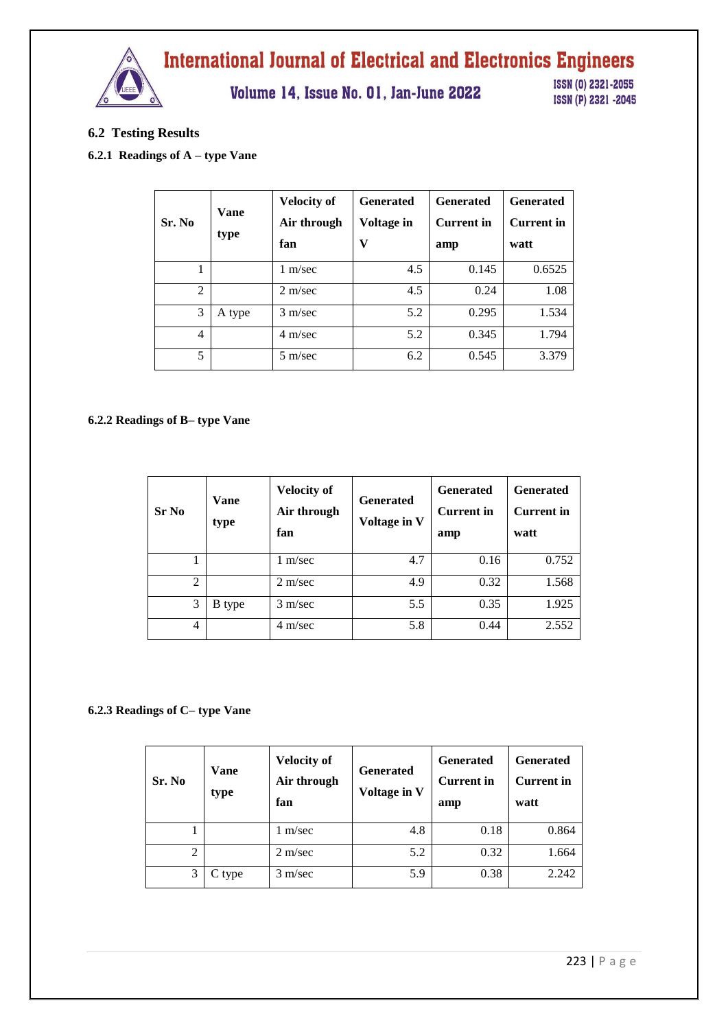## 6.2 Testing Results

### 6.2.1 Readings of A – type Vane

| Sr. No | Vane type | Velocity of Air through fan | Generated Voltage in V | Generated Current in amp | Generated Current in watt |
|---|---|---|---|---|---|
| 1 | | 1 m/sec | 4.5 | 0.145 | 0.6525 |
| 2 | | 2 m/sec | 4.5 | 0.24 | 1.08 |
| 3 | A type | 3 m/sec | 5.2 | 0.295 | 1.534 |
| 4 | | 4 m/sec | 5.2 | 0.345 | 1.794 |
| 5 | | 5 m/sec | 6.2 | 0.545 | 3.379 |

### 6.2.2 Readings of B– type Vane

| Sr No | Vane type | Velocity of Air through fan | Generated Voltage in V | Generated Current in amp | Generated Current in watt |
|---|---|---|---|---|---|
| 1 | | 1 m/sec | 4.7 | 0.16 | 0.752 |
| 2 | | 2 m/sec | 4.9 | 0.32 | 1.568 |
| 3 | B type | 3 m/sec | 5.5 | 0.35 | 1.925 |
| 4 | | 4 m/sec | 5.8 | 0.44 | 2.552 |

### 6.2.3 Readings of C– type Vane

| Sr. No | Vane type | Velocity of Air through fan | Generated Voltage in V | Generated Current in amp | Generated Current in watt |
|---|---|---|---|---|---|
| 1 | | 1 m/sec | 4.8 | 0.18 | 0.864 |
| 2 | | 2 m/sec | 5.2 | 0.32 | 1.664 |
| 3 | C type | 3 m/sec | 5.9 | 0.38 | 2.242 |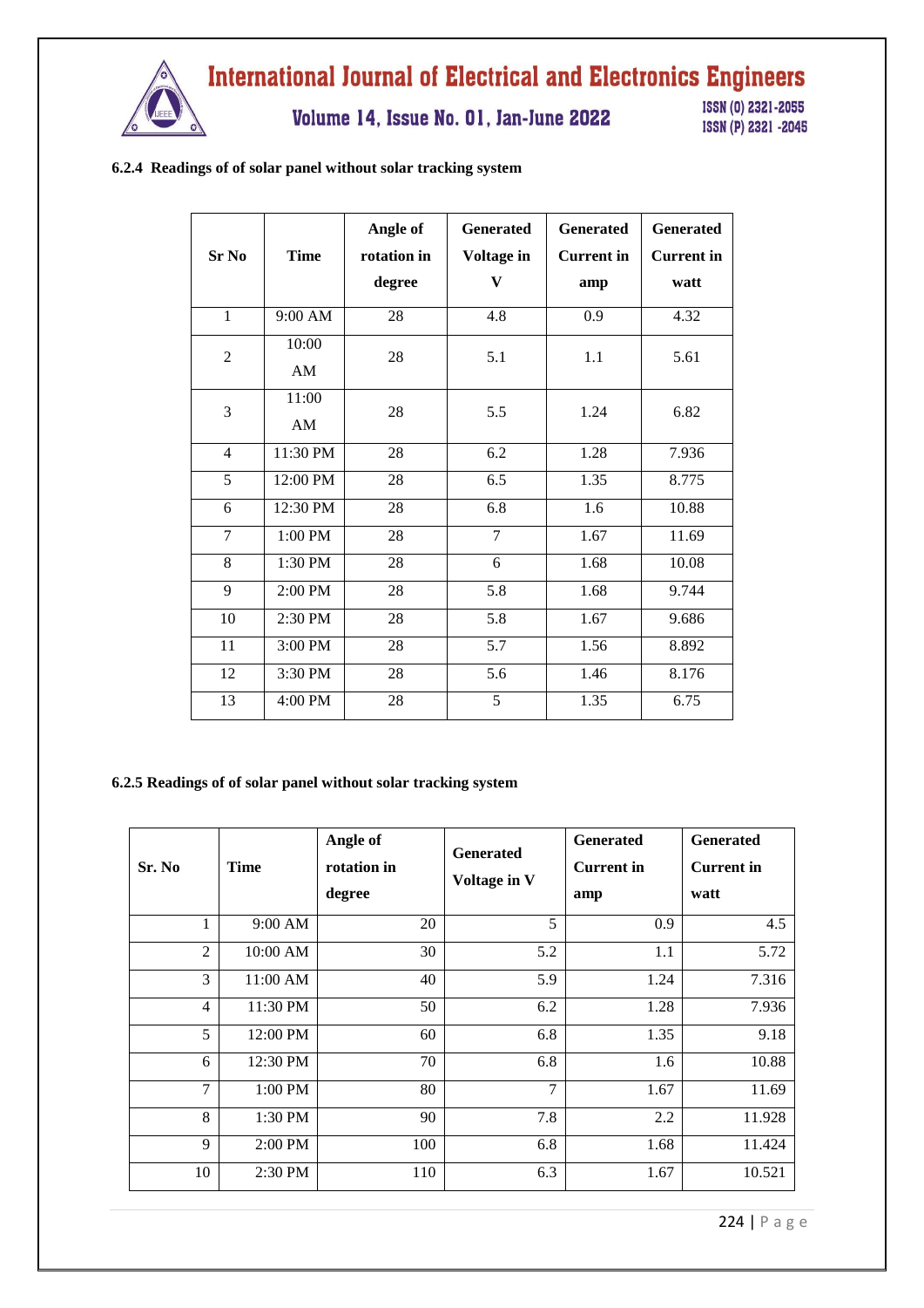### 6.2.4 Readings of of solar panel without solar tracking system

| Sr No | Time | Angle of rotation in degree | Generated Voltage in V | Generated Current in amp | Generated Current in watt |
|---|---|---|---|---|---|
| 1 | 9:00 AM | 28 | 4.8 | 0.9 | 4.32 |
| 2 | 10:00 AM | 28 | 5.1 | 1.1 | 5.61 |
| 3 | 11:00 AM | 28 | 5.5 | 1.24 | 6.82 |
| 4 | 11:30 PM | 28 | 6.2 | 1.28 | 7.936 |
| 5 | 12:00 PM | 28 | 6.5 | 1.35 | 8.775 |
| 6 | 12:30 PM | 28 | 6.8 | 1.6 | 10.88 |
| 7 | 1:00 PM | 28 | 7 | 1.67 | 11.69 |
| 8 | 1:30 PM | 28 | 6 | 1.68 | 10.08 |
| 9 | 2:00 PM | 28 | 5.8 | 1.68 | 9.744 |
| 10 | 2:30 PM | 28 | 5.8 | 1.67 | 9.686 |
| 11 | 3:00 PM | 28 | 5.7 | 1.56 | 8.892 |
| 12 | 3:30 PM | 28 | 5.6 | 1.46 | 8.176 |
| 13 | 4:00 PM | 28 | 5 | 1.35 | 6.75 |

### 6.2.5 Readings of of solar panel without solar tracking system

| Sr. No | Time | Angle of rotation in degree | Generated Voltage in V | Generated Current in amp | Generated Current in watt |
|---|---|---|---|---|---|
| 1 | 9:00 AM | 20 | 5 | 0.9 | 4.5 |
| 2 | 10:00 AM | 30 | 5.2 | 1.1 | 5.72 |
| 3 | 11:00 AM | 40 | 5.9 | 1.24 | 7.316 |
| 4 | 11:30 PM | 50 | 6.2 | 1.28 | 7.936 |
| 5 | 12:00 PM | 60 | 6.8 | 1.35 | 9.18 |
| 6 | 12:30 PM | 70 | 6.8 | 1.6 | 10.88 |
| 7 | 1:00 PM | 80 | 7 | 1.67 | 11.69 |
| 8 | 1:30 PM | 90 | 7.8 | 2.2 | 11.928 |
| 9 | 2:00 PM | 100 | 6.8 | 1.68 | 11.424 |
| 10 | 2:30 PM | 110 | 6.3 | 1.67 | 10.521 |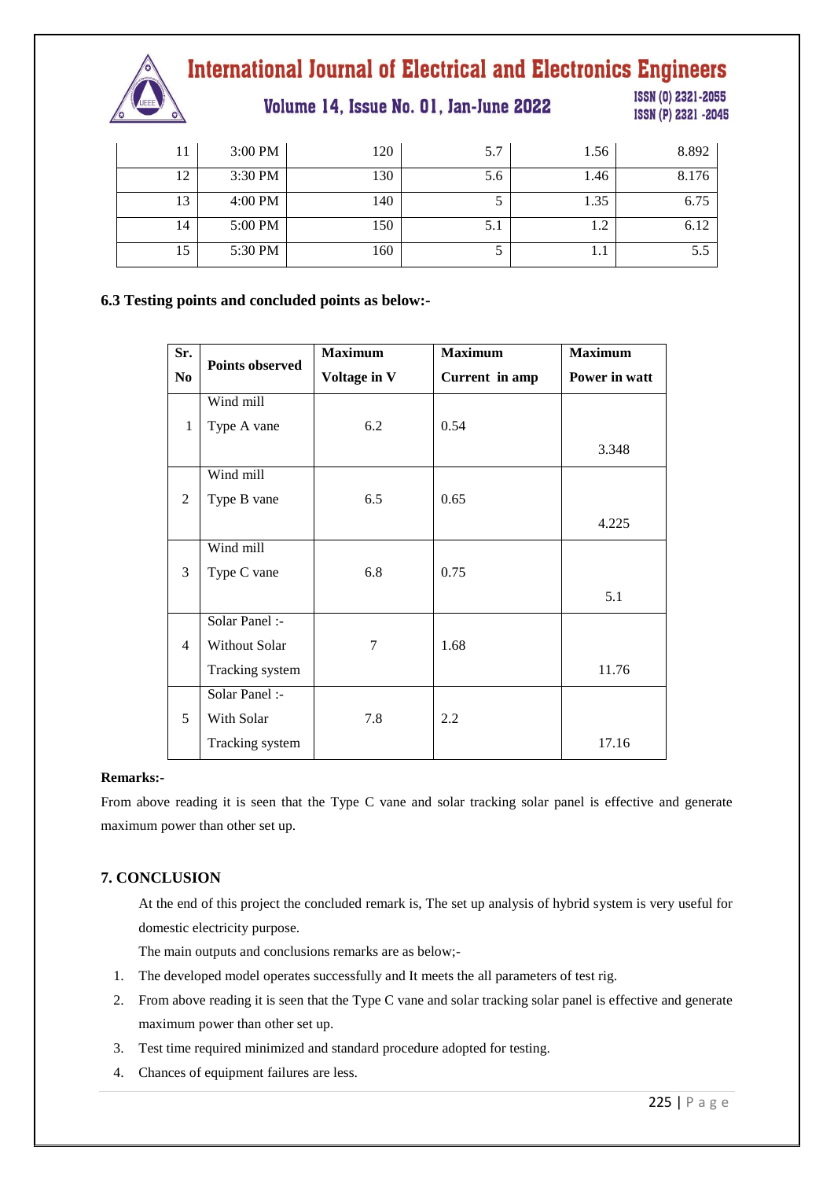| 11 | 3:00 PM | 120 | 5.7 | 1.56 | 8.892 |
|---|---|---|---|---|---|
| 12 | 3:30 PM | 130 | 5.6 | 1.46 | 8.176 |
| 13 | 4:00 PM | 140 | 5 | 1.35 | 6.75 |
| 14 | 5:00 PM | 150 | 5.1 | 1.2 | 6.12 |
| 15 | 5:30 PM | 160 | 5 | 1.1 | 5.5 |

**6.3 Testing points and concluded points as below:-**

| Sr. No | Points observed | Maximum Voltage in V | Maximum Current in amp | Maximum Power in watt |
|---|---|---|---|---|
| 1 | Wind mill Type A vane | 6.2 | 0.54 | 3.348 |
| 2 | Wind mill Type B vane | 6.5 | 0.65 | 4.225 |
| 3 | Wind mill Type C vane | 6.8 | 0.75 | 5.1 |
| 4 | Solar Panel :- Without Solar Tracking system | 7 | 1.68 | 11.76 |
| 5 | Solar Panel :- With Solar Tracking system | 7.8 | 2.2 | 17.16 |

**Remarks:-**

From above reading it is seen that the Type C vane and solar tracking solar panel is effective and generate maximum power than other set up.

## 7. CONCLUSION

At the end of this project the concluded remark is, The set up analysis of hybrid system is very useful for domestic electricity purpose.

The main outputs and conclusions remarks are as below;-

1. The developed model operates successfully and It meets the all parameters of test rig.
2. From above reading it is seen that the Type C vane and solar tracking solar panel is effective and generate maximum power than other set up.
3. Test time required minimized and standard procedure adopted for testing.
4. Chances of equipment failures are less.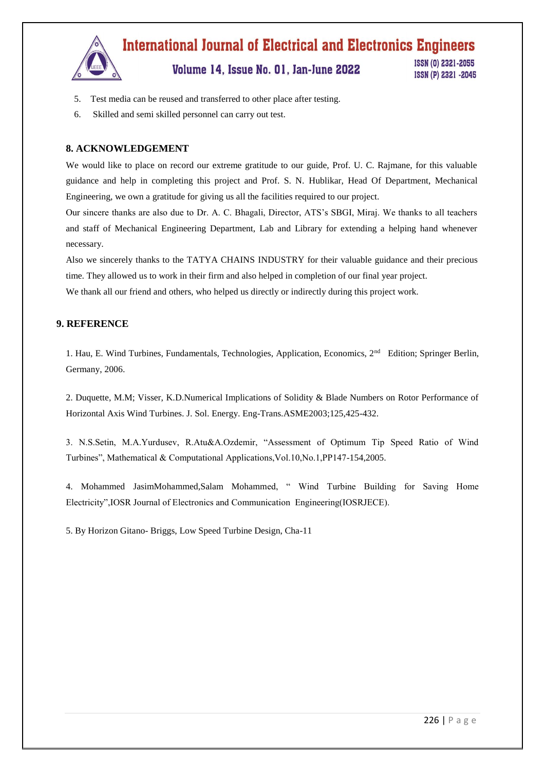5. Test media can be reused and transferred to other place after testing.
6. Skilled and semi skilled personnel can carry out test.

## 8. ACKNOWLEDGEMENT

We would like to place on record our extreme gratitude to our guide, Prof. U. C. Rajmane, for this valuable guidance and help in completing this project and Prof. S. N. Hublikar, Head Of Department, Mechanical Engineering, we own a gratitude for giving us all the facilities required to our project.

Our sincere thanks are also due to Dr. A. C. Bhagali, Director, ATS's SBGI, Miraj. We thanks to all teachers and staff of Mechanical Engineering Department, Lab and Library for extending a helping hand whenever necessary.

Also we sincerely thanks to the TATYA CHAINS INDUSTRY for their valuable guidance and their precious time. They allowed us to work in their firm and also helped in completion of our final year project.

We thank all our friend and others, who helped us directly or indirectly during this project work.

## 9. REFERENCE

1. Hau, E. Wind Turbines, Fundamentals, Technologies, Application, Economics, 2nd Edition; Springer Berlin, Germany, 2006.

2. Duquette, M.M; Visser, K.D.Numerical Implications of Solidity & Blade Numbers on Rotor Performance of Horizontal Axis Wind Turbines. J. Sol. Energy. Eng-Trans.ASME2003;125,425-432.

3. N.S.Setin, M.A.Yurdusev, R.Atu&A.Ozdemir, "Assessment of Optimum Tip Speed Ratio of Wind Turbines", Mathematical & Computational Applications,Vol.10,No.1,PP147-154,2005.

4. Mohammed JasimMohammed,Salam Mohammed, " Wind Turbine Building for Saving Home Electricity",IOSR Journal of Electronics and Communication Engineering(IOSRJECE).

5. By Horizon Gitano- Briggs, Low Speed Turbine Design, Cha-11